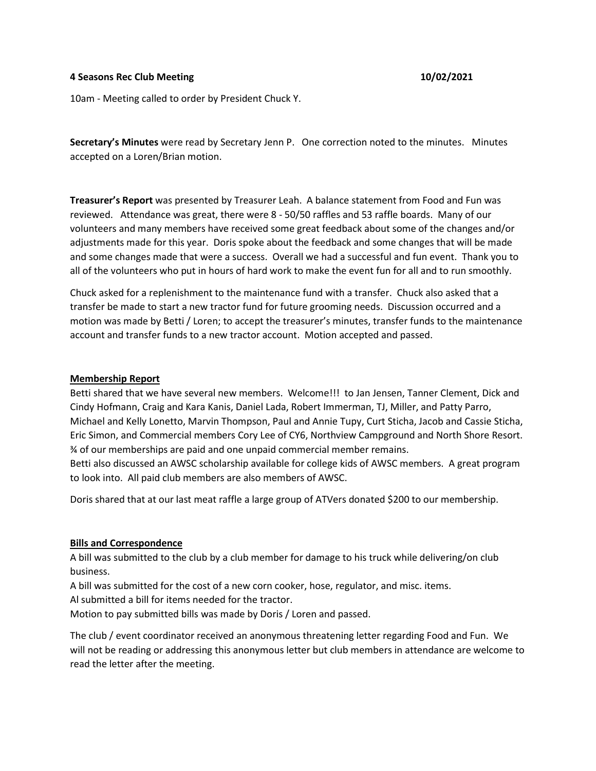**4 Seasons Rec Club Meeting** **10/02/2021**

10am - Meeting called to order by President Chuck Y.

**Secretary's Minutes** were read by Secretary Jenn P. One correction noted to the minutes. Minutes accepted on a Loren/Brian motion.

**Treasurer's Report** was presented by Treasurer Leah. A balance statement from Food and Fun was reviewed. Attendance was great, there were 8 - 50/50 raffles and 53 raffle boards. Many of our volunteers and many members have received some great feedback about some of the changes and/or adjustments made for this year. Doris spoke about the feedback and some changes that will be made and some changes made that were a success. Overall we had a successful and fun event. Thank you to all of the volunteers who put in hours of hard work to make the event fun for all and to run smoothly.

Chuck asked for a replenishment to the maintenance fund with a transfer. Chuck also asked that a transfer be made to start a new tractor fund for future grooming needs. Discussion occurred and a motion was made by Betti / Loren; to accept the treasurer's minutes, transfer funds to the maintenance account and transfer funds to a new tractor account. Motion accepted and passed.

**Membership Report**

Betti shared that we have several new members. Welcome!!! to Jan Jensen, Tanner Clement, Dick and Cindy Hofmann, Craig and Kara Kanis, Daniel Lada, Robert Immerman, TJ, Miller, and Patty Parro, Michael and Kelly Lonetto, Marvin Thompson, Paul and Annie Tupy, Curt Sticha, Jacob and Cassie Sticha, Eric Simon, and Commercial members Cory Lee of CY6, Northview Campground and North Shore Resort. ¾ of our memberships are paid and one unpaid commercial member remains.
Betti also discussed an AWSC scholarship available for college kids of AWSC members. A great program to look into. All paid club members are also members of AWSC.

Doris shared that at our last meat raffle a large group of ATVers donated $200 to our membership.

**Bills and Correspondence**

A bill was submitted to the club by a club member for damage to his truck while delivering/on club business.
A bill was submitted for the cost of a new corn cooker, hose, regulator, and misc. items.
Al submitted a bill for items needed for the tractor.
Motion to pay submitted bills was made by Doris / Loren and passed.

The club / event coordinator received an anonymous threatening letter regarding Food and Fun. We will not be reading or addressing this anonymous letter but club members in attendance are welcome to read the letter after the meeting.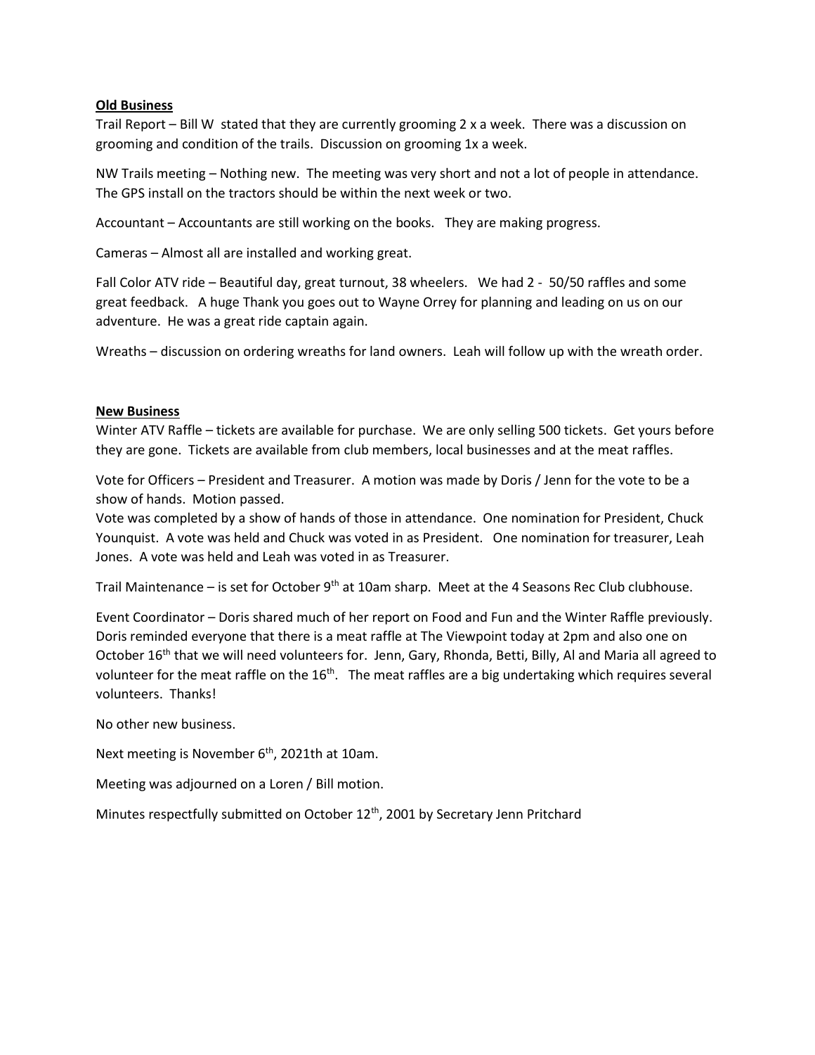**Old Business**

Trail Report – Bill W stated that they are currently grooming 2 x a week. There was a discussion on grooming and condition of the trails. Discussion on grooming 1x a week.

NW Trails meeting – Nothing new. The meeting was very short and not a lot of people in attendance. The GPS install on the tractors should be within the next week or two.

Accountant – Accountants are still working on the books. They are making progress.

Cameras – Almost all are installed and working great.

Fall Color ATV ride – Beautiful day, great turnout, 38 wheelers. We had 2 - 50/50 raffles and some great feedback. A huge Thank you goes out to Wayne Orrey for planning and leading on us on our adventure. He was a great ride captain again.

Wreaths – discussion on ordering wreaths for land owners. Leah will follow up with the wreath order.

**New Business**

Winter ATV Raffle – tickets are available for purchase. We are only selling 500 tickets. Get yours before they are gone. Tickets are available from club members, local businesses and at the meat raffles.

Vote for Officers – President and Treasurer. A motion was made by Doris / Jenn for the vote to be a show of hands. Motion passed.
Vote was completed by a show of hands of those in attendance. One nomination for President, Chuck Younquist. A vote was held and Chuck was voted in as President. One nomination for treasurer, Leah Jones. A vote was held and Leah was voted in as Treasurer.

Trail Maintenance – is set for October 9th at 10am sharp. Meet at the 4 Seasons Rec Club clubhouse.

Event Coordinator – Doris shared much of her report on Food and Fun and the Winter Raffle previously. Doris reminded everyone that there is a meat raffle at The Viewpoint today at 2pm and also one on October 16th that we will need volunteers for. Jenn, Gary, Rhonda, Betti, Billy, Al and Maria all agreed to volunteer for the meat raffle on the 16th. The meat raffles are a big undertaking which requires several volunteers. Thanks!

No other new business.

Next meeting is November 6th, 2021th at 10am.

Meeting was adjourned on a Loren / Bill motion.

Minutes respectfully submitted on October 12th, 2001 by Secretary Jenn Pritchard